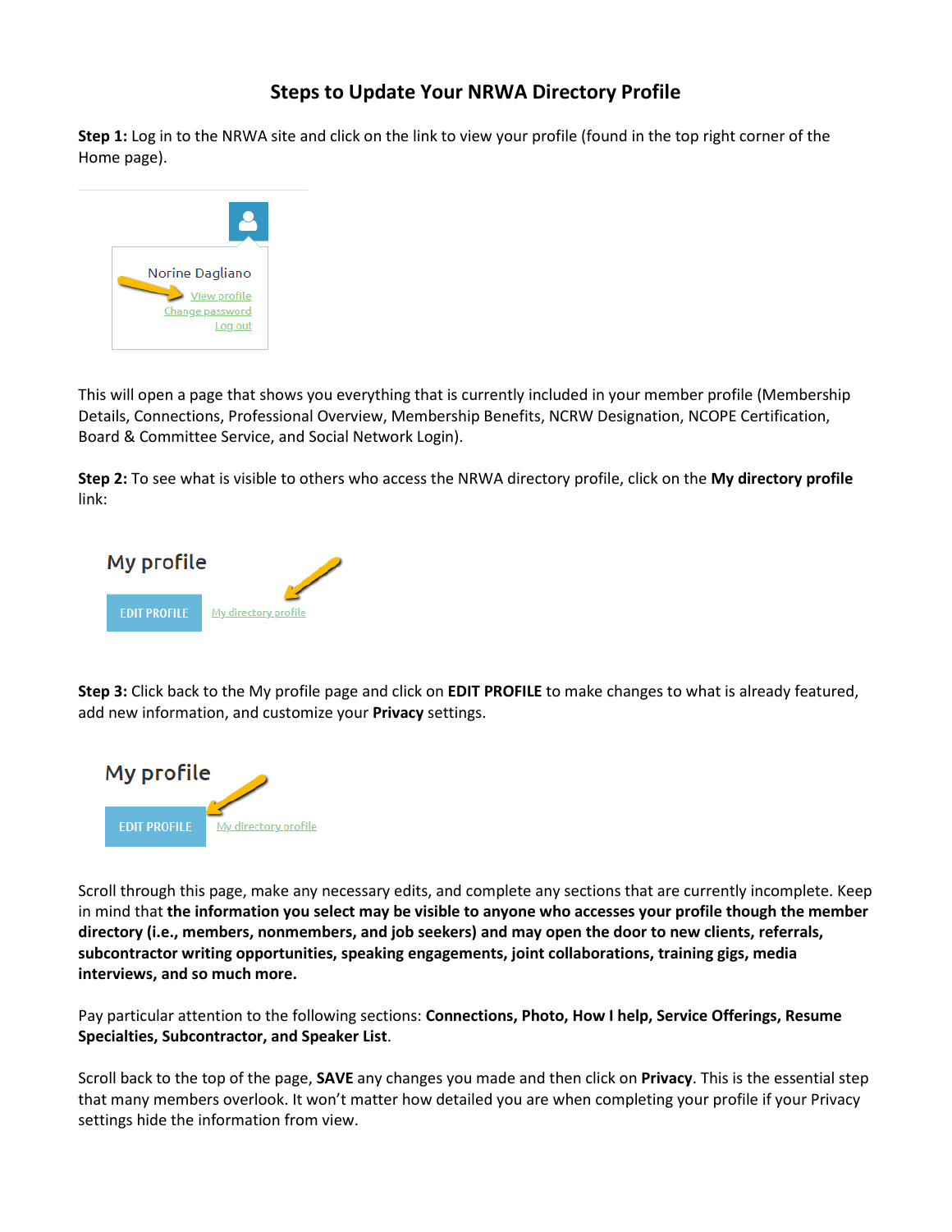# Steps to Update Your NRWA Directory Profile

**Step 1:** Log in to the NRWA site and click on the link to view your profile (found in the top right corner of the Home page).

Norine Dagliano
View profile
Change password
Log out

This will open a page that shows you everything that is currently included in your member profile (Membership Details, Connections, Professional Overview, Membership Benefits, NCRW Designation, NCOPE Certification, Board & Committee Service, and Social Network Login).

**Step 2:** To see what is visible to others who access the NRWA directory profile, click on the **My directory profile** link:

My profile

EDIT PROFILE   My directory profile

**Step 3:** Click back to the My profile page and click on **EDIT PROFILE** to make changes to what is already featured, add new information, and customize your **Privacy** settings.

My profile

EDIT PROFILE   My directory profile

Scroll through this page, make any necessary edits, and complete any sections that are currently incomplete. Keep in mind that **the information you select may be visible to anyone who accesses your profile though the member directory (i.e., members, nonmembers, and job seekers) and may open the door to new clients, referrals, subcontractor writing opportunities, speaking engagements, joint collaborations, training gigs, media interviews, and so much more.**

Pay particular attention to the following sections: **Connections, Photo, How I help, Service Offerings, Resume Specialties, Subcontractor, and Speaker List**.

Scroll back to the top of the page, **SAVE** any changes you made and then click on **Privacy**. This is the essential step that many members overlook. It won't matter how detailed you are when completing your profile if your Privacy settings hide the information from view.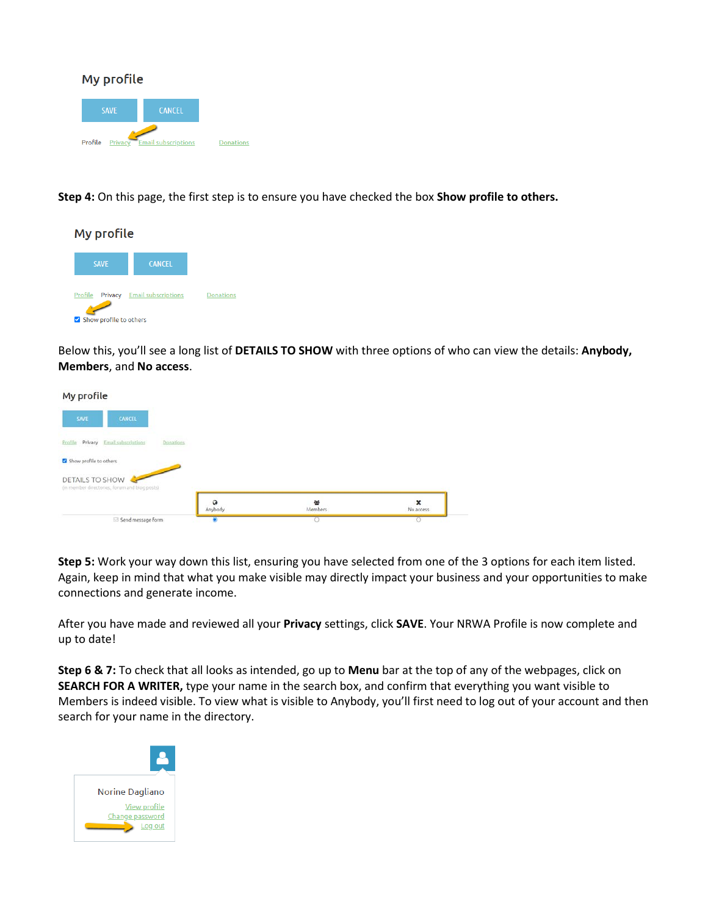My profile

SAVE CANCEL

Profile Privacy Email subscriptions Donations

**Step 4:** On this page, the first step is to ensure you have checked the box **Show profile to others.**

My profile

SAVE CANCEL

Profile Privacy Email subscriptions Donations

Show profile to others

Below this, you'll see a long list of **DETAILS TO SHOW** with three options of who can view the details: **Anybody, Members**, and **No access**.

My profile

SAVE CANCEL

Profile Privacy Email subscriptions Donations

Show profile to others

DETAILS TO SHOW
(in member directories, forum and blog posts)

| | Anybody | Members | No access |
|---|---|---|---|
| Send message form | ● | ○ | ○ |

**Step 5:** Work your way down this list, ensuring you have selected from one of the 3 options for each item listed. Again, keep in mind that what you make visible may directly impact your business and your opportunities to make connections and generate income.

After you have made and reviewed all your **Privacy** settings, click **SAVE**. Your NRWA Profile is now complete and up to date!

**Step 6 & 7:** To check that all looks as intended, go up to **Menu** bar at the top of any of the webpages, click on **SEARCH FOR A WRITER,** type your name in the search box, and confirm that everything you want visible to Members is indeed visible. To view what is visible to Anybody, you'll first need to log out of your account and then search for your name in the directory.

Norine Dagliano

View profile
Change password
Log out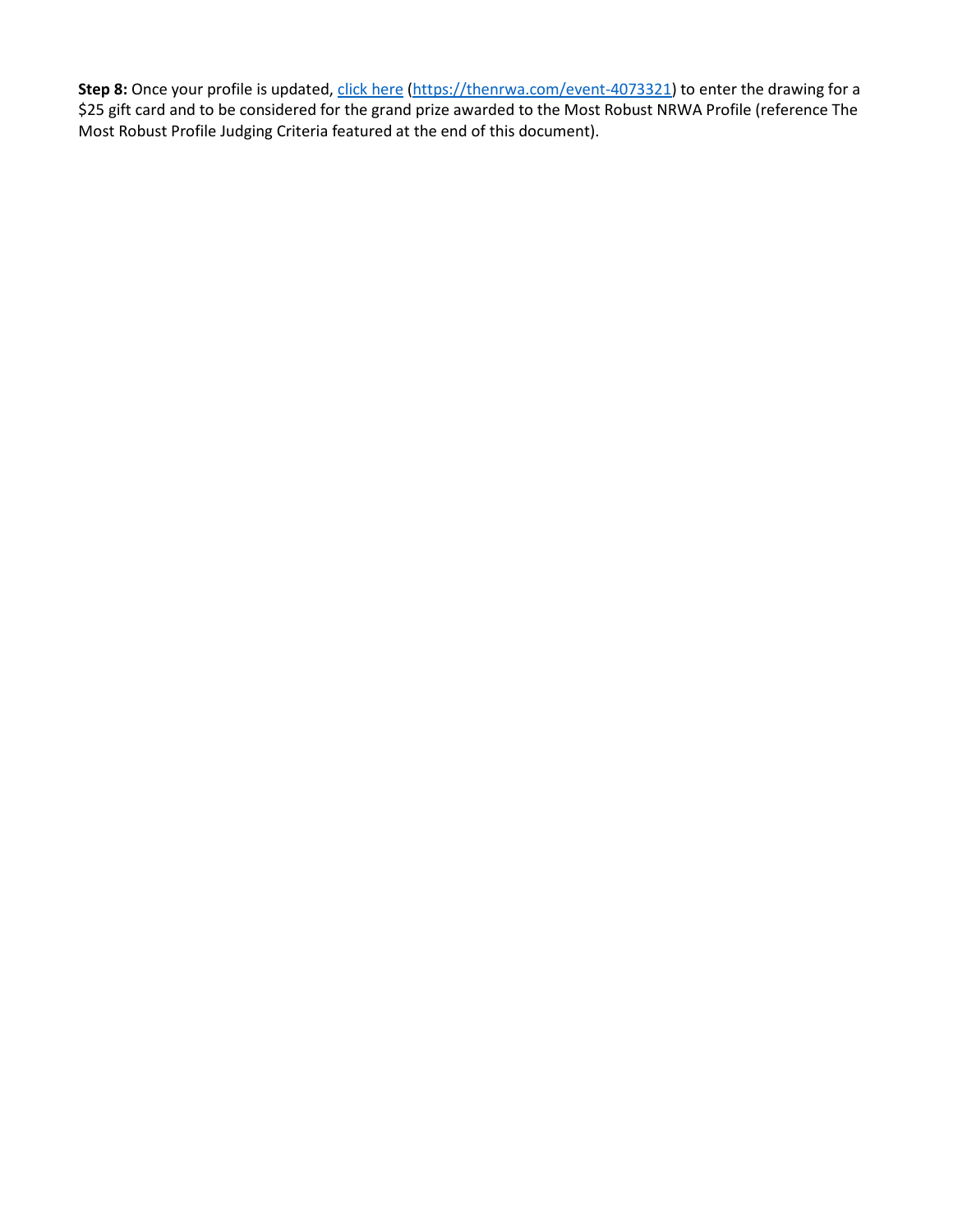**Step 8:** Once your profile is updated, [click here](https://thenrwa.com/event-4073321) ([https://thenrwa.com/event-4073321](https://thenrwa.com/event-4073321)) to enter the drawing for a $25 gift card and to be considered for the grand prize awarded to the Most Robust NRWA Profile (reference The Most Robust Profile Judging Criteria featured at the end of this document).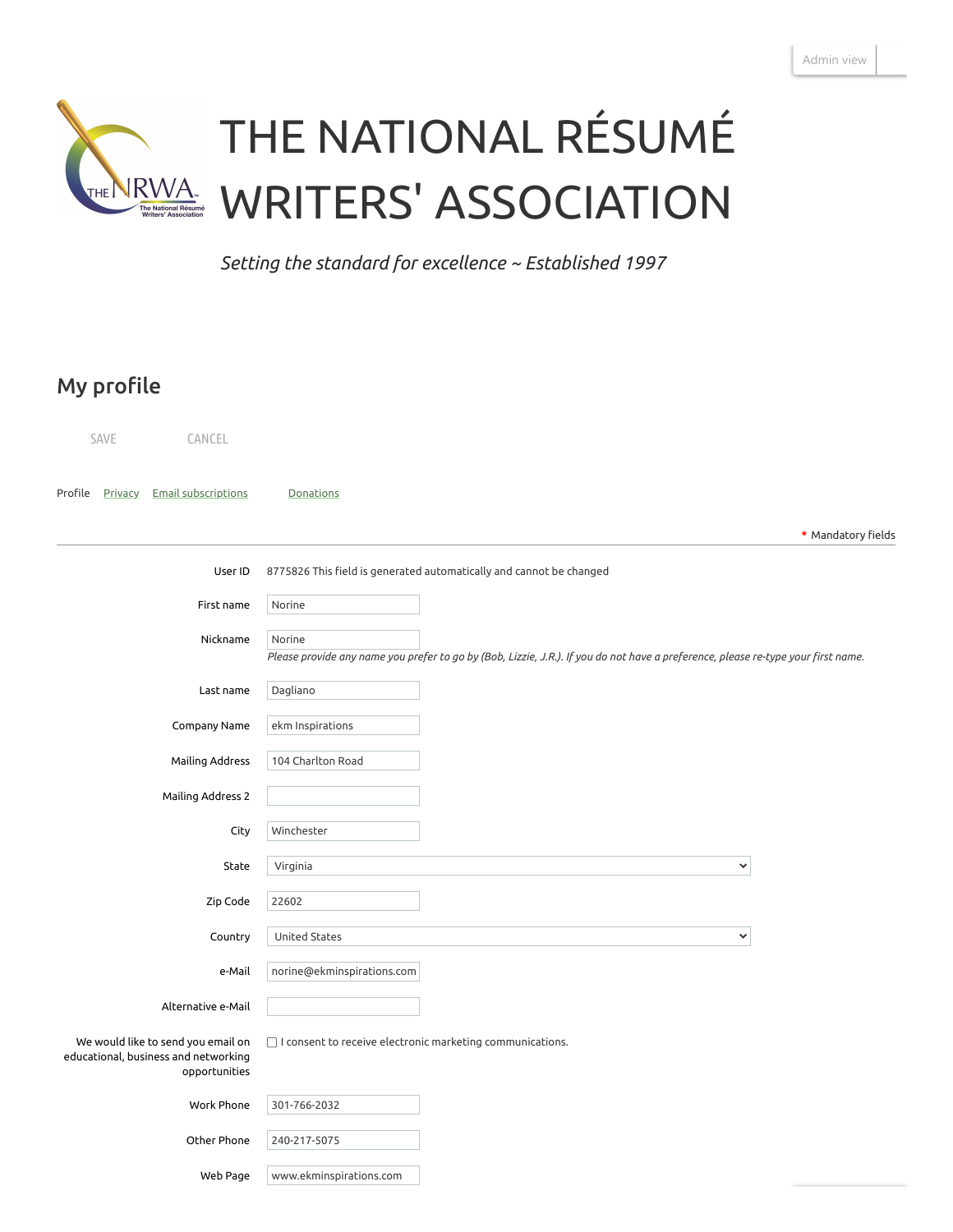Admin view

# THE NATIONAL RÉSUMÉ WRITERS' ASSOCIATION

*Setting the standard for excellence ~ Established 1997*

## My profile

SAVE CANCEL

Profile Privacy Email subscriptions Donations

\* Mandatory fields

| | |
|---|---|
| User ID | 8775826 This field is generated automatically and cannot be changed |
| First name | Norine |
| Nickname | Norine<br>*Please provide any name you prefer to go by (Bob, Lizzie, J.R.). If you do not have a preference, please re-type your first name.* |
| Last name | Dagliano |
| Company Name | ekm Inspirations |
| Mailing Address | 104 Charlton Road |
| Mailing Address 2 | |
| City | Winchester |
| State | Virginia |
| Zip Code | 22602 |
| Country | United States |
| e-Mail | norine@ekminspirations.com |
| Alternative e-Mail | |
| We would like to send you email on educational, business and networking opportunities | ☐ I consent to receive electronic marketing communications. |
| Work Phone | 301-766-2032 |
| Other Phone | 240-217-5075 |
| Web Page | www.ekminspirations.com |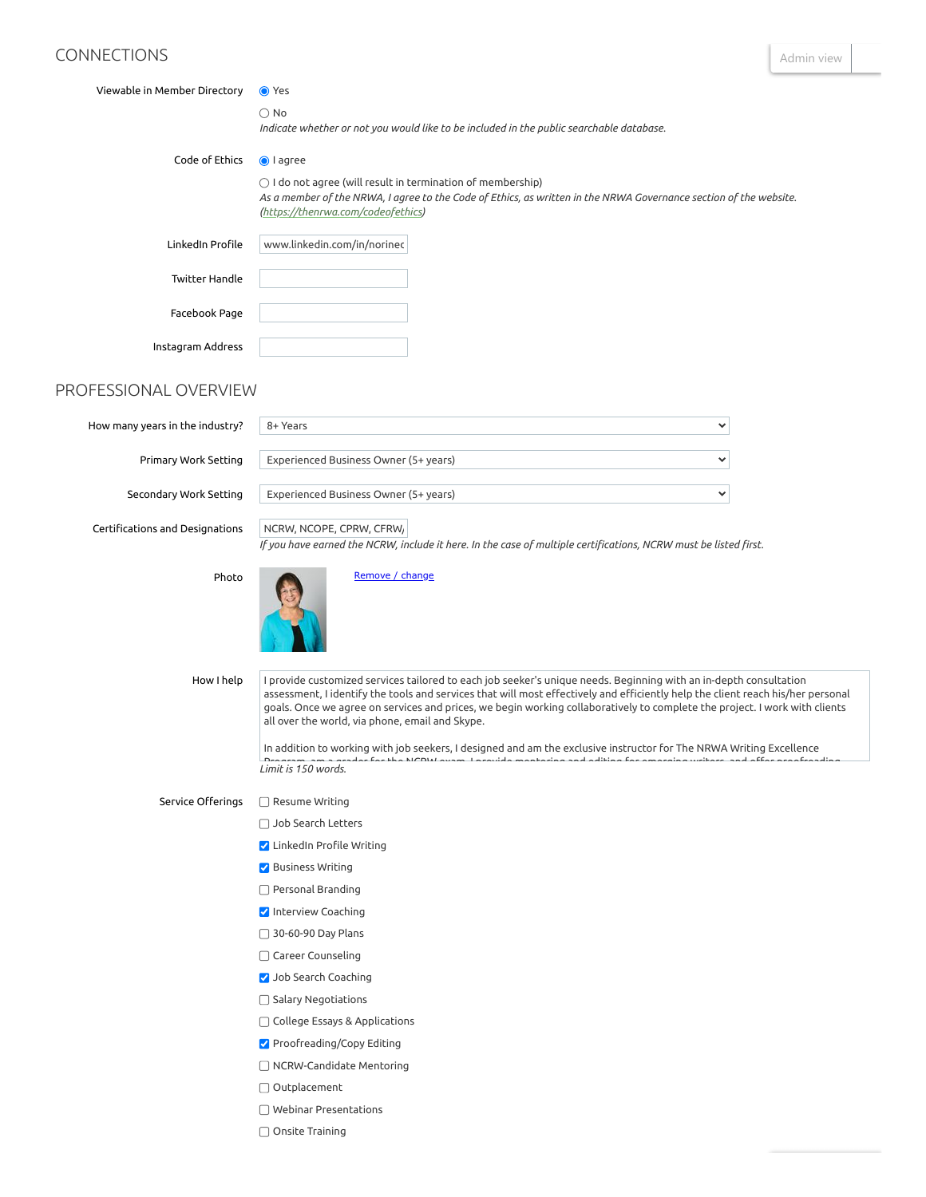## CONNECTIONS

Admin view

**Viewable in Member Directory**

- (•) Yes
- ( ) No

*Indicate whether or not you would like to be included in the public searchable database.*

**Code of Ethics**

- (•) I agree
- ( ) I do not agree (will result in termination of membership)

*As a member of the NRWA, I agree to the Code of Ethics, as written in the NRWA Governance section of the website. (https://thenrwa.com/codeofethics)*

**LinkedIn Profile**: www.linkedin.com/in/norinec

**Twitter Handle**:

**Facebook Page**:

**Instagram Address**:

## PROFESSIONAL OVERVIEW

**How many years in the industry?**: 8+ Years

**Primary Work Setting**: Experienced Business Owner (5+ years)

**Secondary Work Setting**: Experienced Business Owner (5+ years)

**Certifications and Designations**: NCRW, NCOPE, CPRW, CFRW,

*If you have earned the NCRW, include it here. In the case of multiple certifications, NCRW must be listed first.*

**Photo**

Remove / change

**How I help**

I provide customized services tailored to each job seeker's unique needs. Beginning with an in-depth consultation assessment, I identify the tools and services that will most effectively and efficiently help the client reach his/her personal goals. Once we agree on services and prices, we begin working collaboratively to complete the project. I work with clients all over the world, via phone, email and Skype.

In addition to working with job seekers, I designed and am the exclusive instructor for The NRWA Writing Excellence

*Limit is 150 words.*

**Service Offerings**

- [ ] Resume Writing
- [ ] Job Search Letters
- [x] LinkedIn Profile Writing
- [x] Business Writing
- [ ] Personal Branding
- [x] Interview Coaching
- [ ] 30-60-90 Day Plans
- [ ] Career Counseling
- [x] Job Search Coaching
- [ ] Salary Negotiations
- [ ] College Essays & Applications
- [x] Proofreading/Copy Editing
- [ ] NCRW-Candidate Mentoring
- [ ] Outplacement
- [ ] Webinar Presentations
- [ ] Onsite Training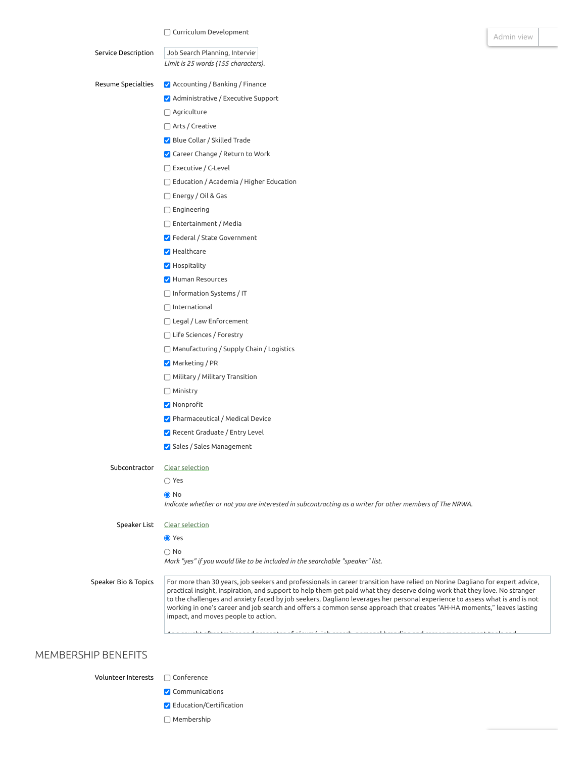- [ ] Curriculum Development

Admin view

**Service Description**

Job Search Planning, Intervie

*Limit is 25 words (155 characters).*

**Resume Specialties**

- [x] Accounting / Banking / Finance
- [x] Administrative / Executive Support
- [ ] Agriculture
- [ ] Arts / Creative
- [x] Blue Collar / Skilled Trade
- [x] Career Change / Return to Work
- [ ] Executive / C-Level
- [ ] Education / Academia / Higher Education
- [ ] Energy / Oil & Gas
- [ ] Engineering
- [ ] Entertainment / Media
- [x] Federal / State Government
- [x] Healthcare
- [x] Hospitality
- [x] Human Resources
- [ ] Information Systems / IT
- [ ] International
- [ ] Legal / Law Enforcement
- [ ] Life Sciences / Forestry
- [ ] Manufacturing / Supply Chain / Logistics
- [x] Marketing / PR
- [ ] Military / Military Transition
- [ ] Ministry
- [x] Nonprofit
- [x] Pharmaceutical / Medical Device
- [x] Recent Graduate / Entry Level
- [x] Sales / Sales Management

**Subcontractor**

Clear selection

- ( ) Yes
- (•) No

*Indicate whether or not you are interested in subcontracting as a writer for other members of The NRWA.*

**Speaker List**

Clear selection

- (•) Yes
- ( ) No

*Mark "yes" if you would like to be included in the searchable "speaker" list.*

**Speaker Bio & Topics**

For more than 30 years, job seekers and professionals in career transition have relied on Norine Dagliano for expert advice, practical insight, inspiration, and support to help them get paid what they deserve doing work that they love. No stranger to the challenges and anxiety faced by job seekers, Dagliano leverages her personal experience to assess what is and is not working in one's career and job search and offers a common sense approach that creates "AH-HA moments," leaves lasting impact, and moves people to action.

## MEMBERSHIP BENEFITS

**Volunteer Interests**

- [ ] Conference
- [x] Communications
- [x] Education/Certification
- [ ] Membership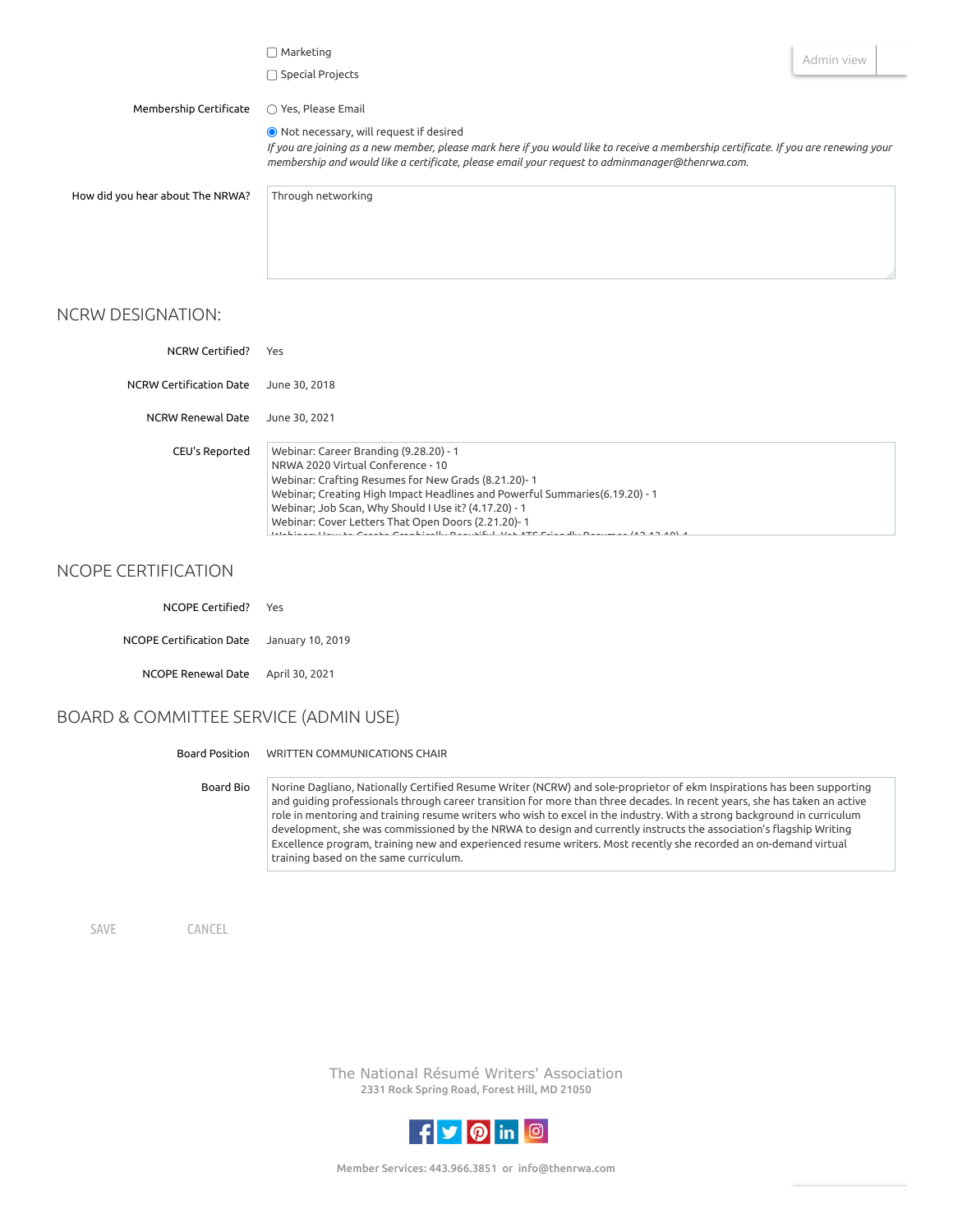☐ Marketing

☐ Special Projects

Admin view

Membership Certificate

○ Yes, Please Email

◉ Not necessary, will request if desired

*If you are joining as a new member, please mark here if you would like to receive a membership certificate. If you are renewing your membership and would like a certificate, please email your request to adminmanager@thenrwa.com.*

How did you hear about The NRWA?

Through networking

## NCRW DESIGNATION:

NCRW Certified? Yes

NCRW Certification Date June 30, 2018

NCRW Renewal Date June 30, 2021

CEU's Reported

Webinar: Career Branding (9.28.20) - 1
NRWA 2020 Virtual Conference - 10
Webinar: Crafting Resumes for New Grads (8.21.20)- 1
Webinar; Creating High Impact Headlines and Powerful Summaries(6.19.20) - 1
Webinar; Job Scan, Why Should I Use it? (4.17.20) - 1
Webinar: Cover Letters That Open Doors (2.21.20)- 1

## NCOPE CERTIFICATION

NCOPE Certified? Yes

NCOPE Certification Date January 10, 2019

NCOPE Renewal Date April 30, 2021

## BOARD & COMMITTEE SERVICE (ADMIN USE)

Board Position WRITTEN COMMUNICATIONS CHAIR

Board Bio

Norine Dagliano, Nationally Certified Resume Writer (NCRW) and sole-proprietor of ekm Inspirations has been supporting and guiding professionals through career transition for more than three decades. In recent years, she has taken an active role in mentoring and training resume writers who wish to excel in the industry. With a strong background in curriculum development, she was commissioned by the NRWA to design and currently instructs the association's flagship Writing Excellence program, training new and experienced resume writers. Most recently she recorded an on-demand virtual training based on the same curriculum.

SAVE CANCEL

The National Résumé Writers' Association
2331 Rock Spring Road, Forest Hill, MD 21050

Member Services: 443.966.3851 or info@thenrwa.com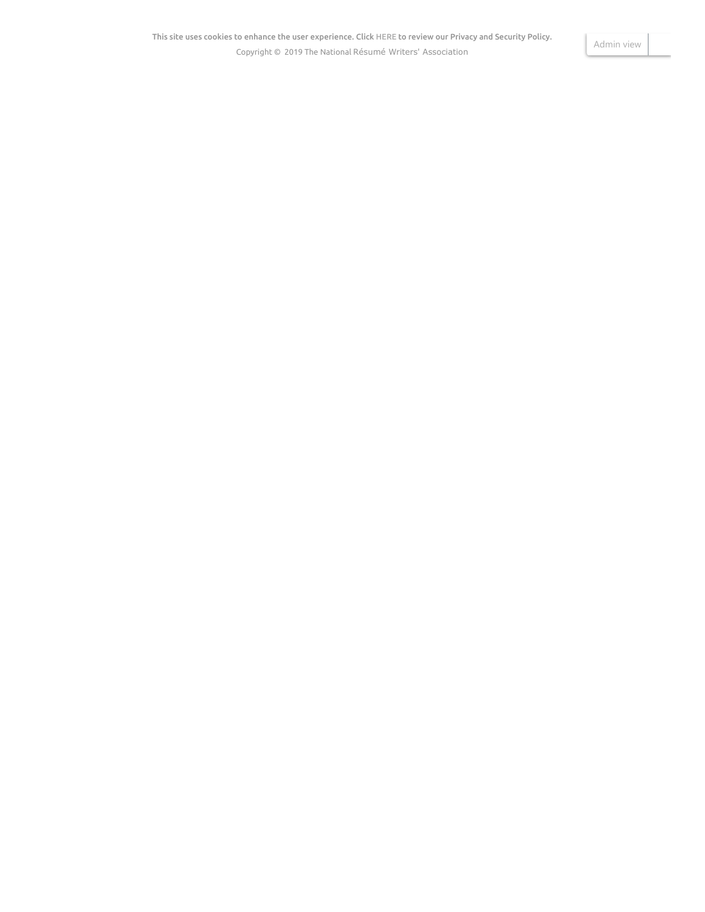This site uses cookies to enhance the user experience. Click HERE to review our Privacy and Security Policy.

Copyright © 2019 The National Résumé Writers' Association

Admin view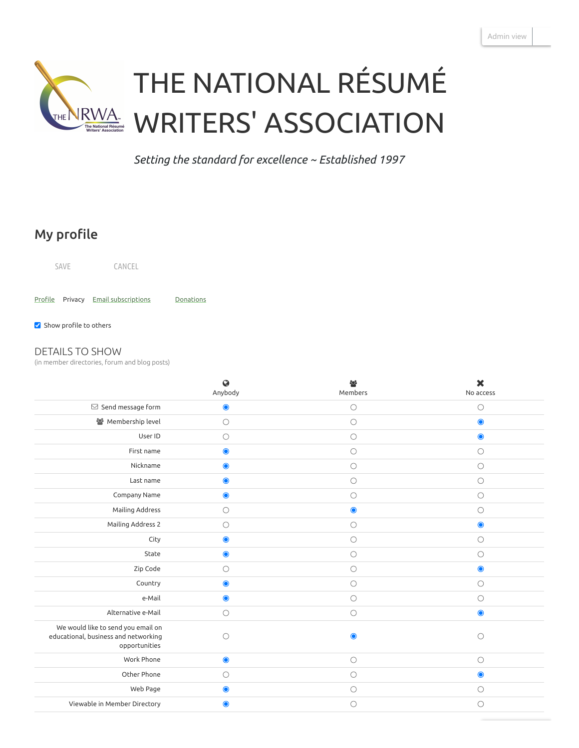Admin view

# THE NATIONAL RÉSUMÉ WRITERS' ASSOCIATION

*Setting the standard for excellence ~ Established 1997*

## My profile

SAVE CANCEL

Profile Privacy Email subscriptions Donations

☑ Show profile to others

### DETAILS TO SHOW

(in member directories, forum and blog posts)

| | Anybody | Members | No access |
|---|---|---|---|
| Send message form | ◉ | ○ | ○ |
| Membership level | ○ | ○ | ◉ |
| User ID | ○ | ○ | ◉ |
| First name | ◉ | ○ | ○ |
| Nickname | ◉ | ○ | ○ |
| Last name | ◉ | ○ | ○ |
| Company Name | ◉ | ○ | ○ |
| Mailing Address | ○ | ◉ | ○ |
| Mailing Address 2 | ○ | ○ | ◉ |
| City | ◉ | ○ | ○ |
| State | ◉ | ○ | ○ |
| Zip Code | ○ | ○ | ◉ |
| Country | ◉ | ○ | ○ |
| e-Mail | ◉ | ○ | ○ |
| Alternative e-Mail | ○ | ○ | ◉ |
| We would like to send you email on educational, business and networking opportunities | ○ | ◉ | ○ |
| Work Phone | ◉ | ○ | ○ |
| Other Phone | ○ | ○ | ◉ |
| Web Page | ◉ | ○ | ○ |
| Viewable in Member Directory | ◉ | ○ | ○ |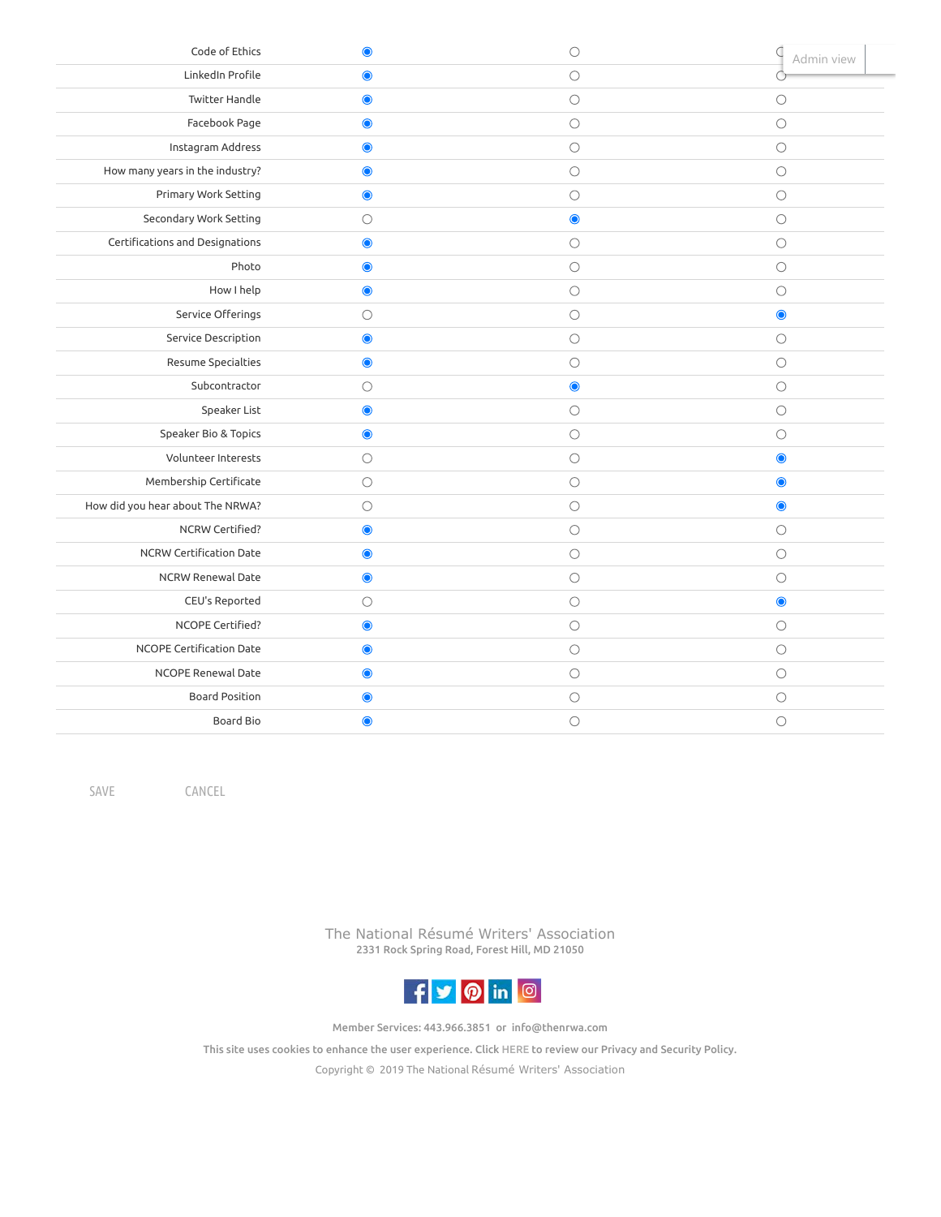| | | | |
|---|---|---|---|
| Code of Ethics | ◉ | ○ | ○ |
| LinkedIn Profile | ◉ | ○ | ○ |
| Twitter Handle | ◉ | ○ | ○ |
| Facebook Page | ◉ | ○ | ○ |
| Instagram Address | ◉ | ○ | ○ |
| How many years in the industry? | ◉ | ○ | ○ |
| Primary Work Setting | ◉ | ○ | ○ |
| Secondary Work Setting | ○ | ◉ | ○ |
| Certifications and Designations | ◉ | ○ | ○ |
| Photo | ◉ | ○ | ○ |
| How I help | ◉ | ○ | ○ |
| Service Offerings | ○ | ○ | ◉ |
| Service Description | ◉ | ○ | ○ |
| Resume Specialties | ◉ | ○ | ○ |
| Subcontractor | ○ | ◉ | ○ |
| Speaker List | ◉ | ○ | ○ |
| Speaker Bio & Topics | ◉ | ○ | ○ |
| Volunteer Interests | ○ | ○ | ◉ |
| Membership Certificate | ○ | ○ | ◉ |
| How did you hear about The NRWA? | ○ | ○ | ◉ |
| NCRW Certified? | ◉ | ○ | ○ |
| NCRW Certification Date | ◉ | ○ | ○ |
| NCRW Renewal Date | ◉ | ○ | ○ |
| CEU's Reported | ○ | ○ | ◉ |
| NCOPE Certified? | ◉ | ○ | ○ |
| NCOPE Certification Date | ◉ | ○ | ○ |
| NCOPE Renewal Date | ◉ | ○ | ○ |
| Board Position | ◉ | ○ | ○ |
| Board Bio | ◉ | ○ | ○ |

Admin view

SAVE CANCEL

The National Résumé Writers' Association
2331 Rock Spring Road, Forest Hill, MD 21050

Member Services: 443.966.3851 or info@thenrwa.com

This site uses cookies to enhance the user experience. Click HERE to review our Privacy and Security Policy.

Copyright © 2019 The National Résumé Writers' Association